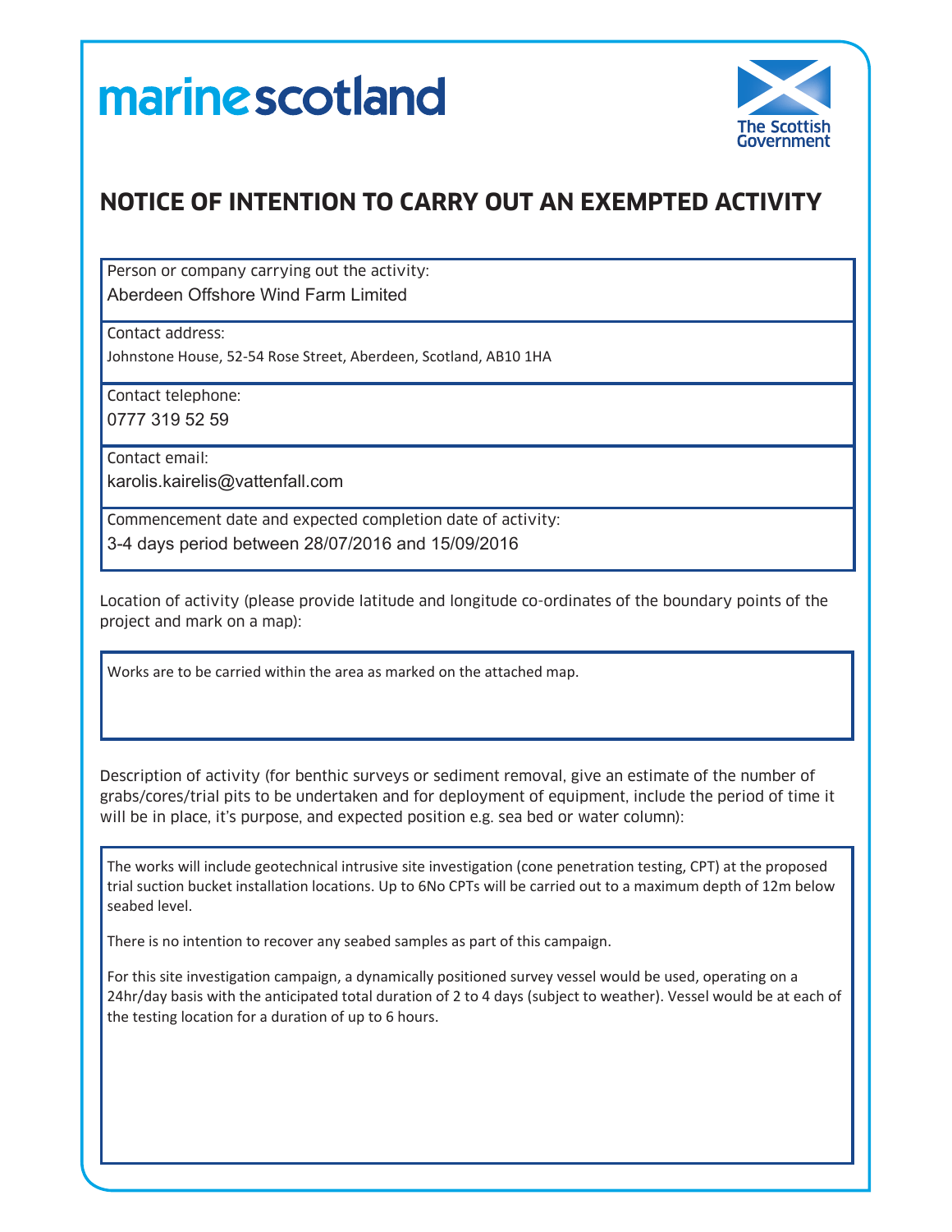marine scotland

The Scottish Government

# NOTICE OF INTENTION TO CARRY OUT AN EXEMPTED ACTIVITY

Person or company carrying out the activity:
Aberdeen Offshore Wind Farm Limited

Contact address:
Johnstone House, 52-54 Rose Street, Aberdeen, Scotland, AB10 1HA

Contact telephone:
0777 319 52 59

Contact email:
karolis.kairelis@vattenfall.com

Commencement date and expected completion date of activity:
3-4 days period between 28/07/2016 and 15/09/2016

Location of activity (please provide latitude and longitude co-ordinates of the boundary points of the project and mark on a map):

Works are to be carried within the area as marked on the attached map.

Description of activity (for benthic surveys or sediment removal, give an estimate of the number of grabs/cores/trial pits to be undertaken and for deployment of equipment, include the period of time it will be in place, it's purpose, and expected position e.g. sea bed or water column):

The works will include geotechnical intrusive site investigation (cone penetration testing, CPT) at the proposed trial suction bucket installation locations. Up to 6No CPTs will be carried out to a maximum depth of 12m below seabed level.

There is no intention to recover any seabed samples as part of this campaign.

For this site investigation campaign, a dynamically positioned survey vessel would be used, operating on a 24hr/day basis with the anticipated total duration of 2 to 4 days (subject to weather). Vessel would be at each of the testing location for a duration of up to 6 hours.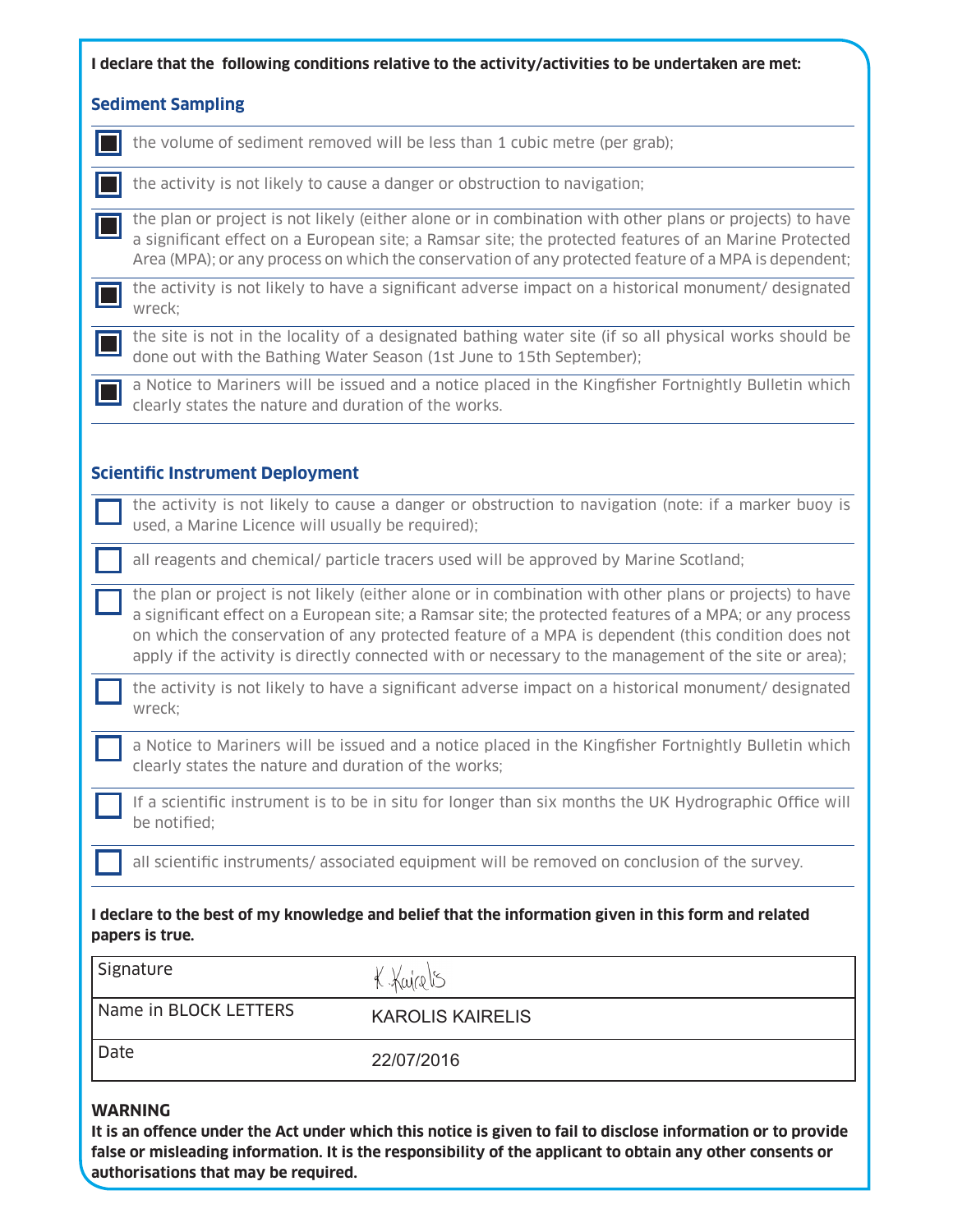**I declare that the following conditions relative to the activity/activities to be undertaken are met:**

## Sediment Sampling

- [x] the volume of sediment removed will be less than 1 cubic metre (per grab);
- [x] the activity is not likely to cause a danger or obstruction to navigation;
- [x] the plan or project is not likely (either alone or in combination with other plans or projects) to have a significant effect on a European site; a Ramsar site; the protected features of an Marine Protected Area (MPA); or any process on which the conservation of any protected feature of a MPA is dependent;
- [x] the activity is not likely to have a significant adverse impact on a historical monument/ designated wreck;
- [x] the site is not in the locality of a designated bathing water site (if so all physical works should be done out with the Bathing Water Season (1st June to 15th September);
- [x] a Notice to Mariners will be issued and a notice placed in the Kingfisher Fortnightly Bulletin which clearly states the nature and duration of the works.

## Scientific Instrument Deployment

- [ ] the activity is not likely to cause a danger or obstruction to navigation (note: if a marker buoy is used, a Marine Licence will usually be required);
- [ ] all reagents and chemical/ particle tracers used will be approved by Marine Scotland;
- [ ] the plan or project is not likely (either alone or in combination with other plans or projects) to have a significant effect on a European site; a Ramsar site; the protected features of a MPA; or any process on which the conservation of any protected feature of a MPA is dependent (this condition does not apply if the activity is directly connected with or necessary to the management of the site or area);
- [ ] the activity is not likely to have a significant adverse impact on a historical monument/ designated wreck;
- [ ] a Notice to Mariners will be issued and a notice placed in the Kingfisher Fortnightly Bulletin which clearly states the nature and duration of the works;
- [ ] If a scientific instrument is to be in situ for longer than six months the UK Hydrographic Office will be notified;
- [ ] all scientific instruments/ associated equipment will be removed on conclusion of the survey.

**I declare to the best of my knowledge and belief that the information given in this form and related papers is true.**

| | |
|---|---|
| Signature | K.Kairelis |
| Name in BLOCK LETTERS | KAROLIS KAIRELIS |
| Date | 22/07/2016 |

**WARNING**

**It is an offence under the Act under which this notice is given to fail to disclose information or to provide false or misleading information. It is the responsibility of the applicant to obtain any other consents or authorisations that may be required.**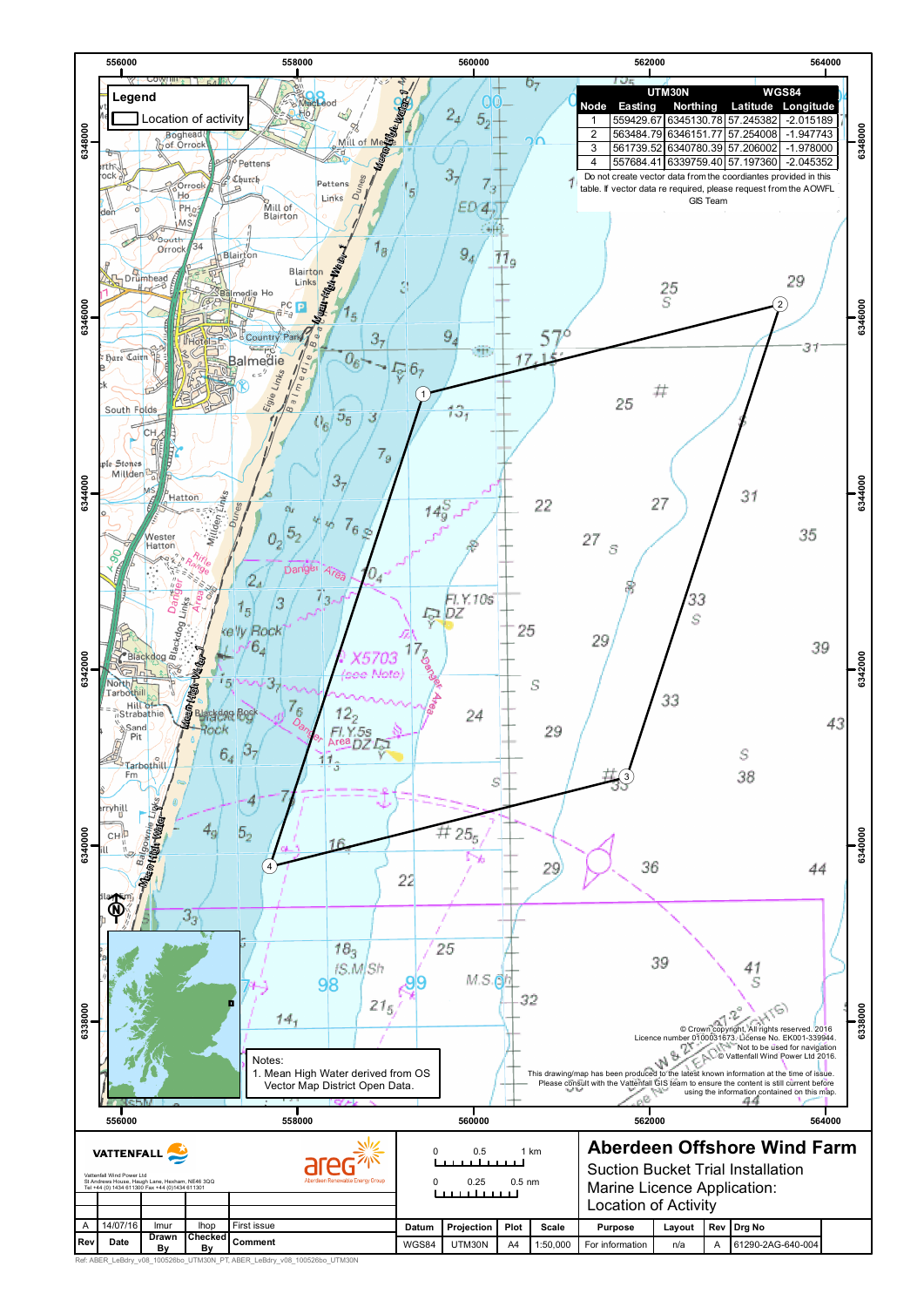**Legend**

Location of activity

| | UTM30N | | WGS84 | |
|---|---|---|---|---|
| Node | Easting | Northing | Latitude | Longitude |
| 1 | 559429.67 | 6345130.78 | 57.245382 | -2.015189 |
| 2 | 563484.79 | 6346151.77 | 57.254008 | -1.947743 |
| 3 | 561739.52 | 6340780.39 | 57.206002 | -1.978000 |
| 4 | 557684.41 | 6339759.40 | 57.197360 | -2.045352 |

Do not create vector data from the coordinates provided in this table. If vector data re required, please request from the AOWFL GIS Team

Notes:
1. Mean High Water derived from OS Vector Map District Open Data.

© Crown copyright, All rights reserved. 2016 Licence number 0100031673. License No. EK001-339944. Not to be used for navigation © Vattenfall Wind Power Ltd 2016.

This drawing/map has been produced to the latest known information at the time of issue. Please consult with the Vattenfall GIS team to ensure the content is still current before using the information contained on this map.

VATTENFALL

Vattenfall Wind Power Ltd
St Andrews House, Haugh Lane, Hexham, NE46 3QQ
Tel +44 (0) 1434 611300 Fax +44 (0)1434 611301

areg
Aberdeen Renewable Energy Group

0 0.5 1 km
0 0.25 0.5 nm

# Aberdeen Offshore Wind Farm

Suction Bucket Trial Installation
Marine Licence Application:
Location of Activity

| Rev | Date | Drawn By | Checked By | Comment |
|---|---|---|---|---|
| A | 14/07/16 | lmur | lhop | First issue |

| Datum | Projection | Plot | Scale | Purpose | Layout | Rev | Drg No |
|---|---|---|---|---|---|---|---|
| WGS84 | UTM30N | A4 | 1:50,000 | For information | n/a | A | 61290-2AG-640-004 |

Ref: ABER_LeBdry_v08_100526bo_UTM30N_PT, ABER_LeBdry_v08_100526bo_UTM30N